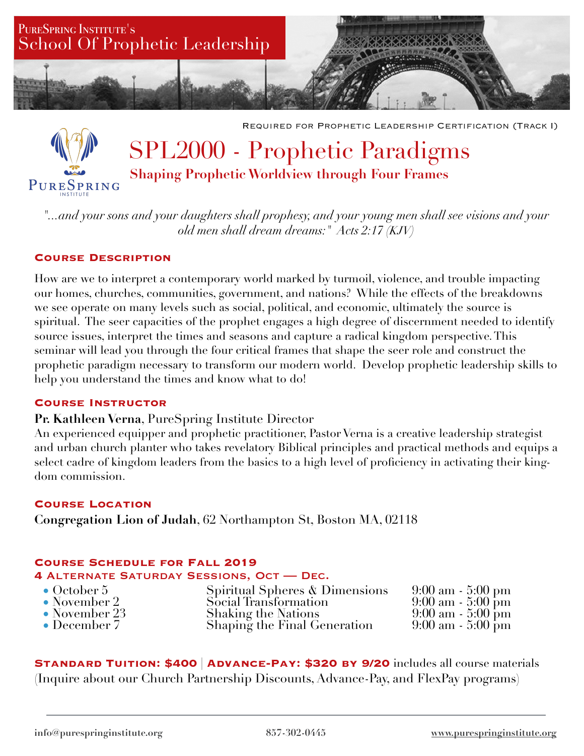PureSpring Institute's
# School Of Prophetic Leadership

PureSpring Institute

Required for Prophetic Leadership Certification (Track I)

# SPL2000 - Prophetic Paradigms

## Shaping Prophetic Worldview through Four Frames

*"...and your sons and your daughters shall prophesy, and your young men shall see visions and your old men shall dream dreams:" Acts 2:17 (KJV)*

### Course Description

How are we to interpret a contemporary world marked by turmoil, violence, and trouble impacting our homes, churches, communities, government, and nations? While the effects of the breakdowns we see operate on many levels such as social, political, and economic, ultimately the source is spiritual. The seer capacities of the prophet engages a high degree of discernment needed to identify source issues, interpret the times and seasons and capture a radical kingdom perspective. This seminar will lead you through the four critical frames that shape the seer role and construct the prophetic paradigm necessary to transform our modern world. Develop prophetic leadership skills to help you understand the times and know what to do!

### Course Instructor

**Pr. Kathleen Verna**, PureSpring Institute Director
An experienced equipper and prophetic practitioner, Pastor Verna is a creative leadership strategist and urban church planter who takes revelatory Biblical principles and practical methods and equips a select cadre of kingdom leaders from the basics to a high level of proficiency in activating their kingdom commission.

### Course Location

**Congregation Lion of Judah**, 62 Northampton St, Boston MA, 02118

### Course Schedule for Fall 2019

#### 4 Alternate Saturday Sessions, Oct — Dec.

- October 5 — Spiritual Spheres & Dimensions — 9:00 am - 5:00 pm
- November 2 — Social Transformation — 9:00 am - 5:00 pm
- November 23 — Shaking the Nations — 9:00 am - 5:00 pm
- December 7 — Shaping the Final Generation — 9:00 am - 5:00 pm

**Standard Tuition: $400 | Advance-Pay: $320 by 9/20** includes all course materials
(Inquire about our Church Partnership Discounts, Advance-Pay, and FlexPay programs)

info@purespringinstitute.org | 857-302-0445 | www.purespringinstitute.org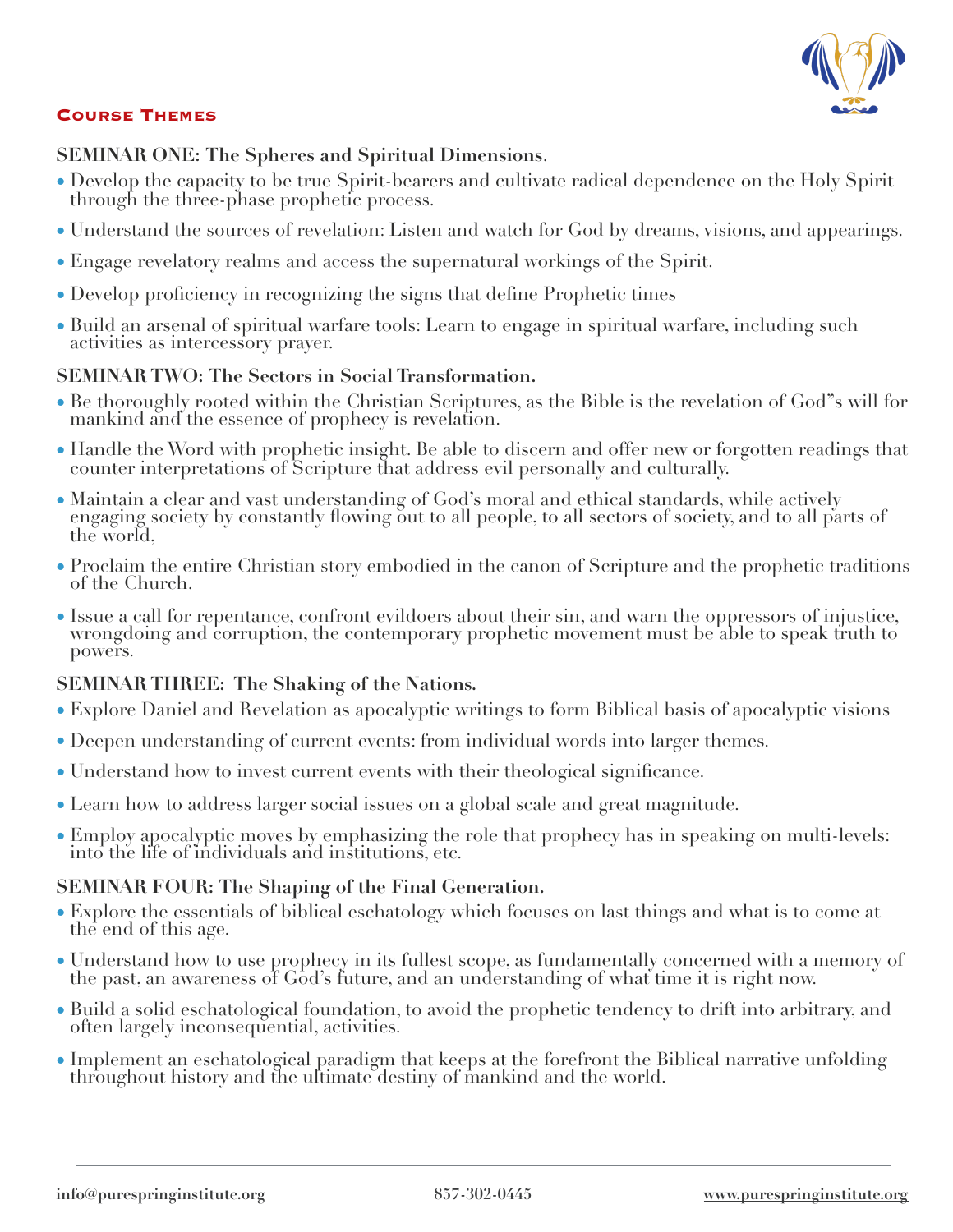## Course Themes

**SEMINAR ONE: The Spheres and Spiritual Dimensions**.

- Develop the capacity to be true Spirit-bearers and cultivate radical dependence on the Holy Spirit through the three-phase prophetic process.
- Understand the sources of revelation: Listen and watch for God by dreams, visions, and appearings.
- Engage revelatory realms and access the supernatural workings of the Spirit.
- Develop proficiency in recognizing the signs that define Prophetic times
- Build an arsenal of spiritual warfare tools: Learn to engage in spiritual warfare, including such activities as intercessory prayer.

**SEMINAR TWO: The Sectors in Social Transformation.**

- Be thoroughly rooted within the Christian Scriptures, as the Bible is the revelation of God"s will for mankind and the essence of prophecy is revelation.
- Handle the Word with prophetic insight. Be able to discern and offer new or forgotten readings that counter interpretations of Scripture that address evil personally and culturally.
- Maintain a clear and vast understanding of God's moral and ethical standards, while actively engaging society by constantly flowing out to all people, to all sectors of society, and to all parts of the world,
- Proclaim the entire Christian story embodied in the canon of Scripture and the prophetic traditions of the Church.
- Issue a call for repentance, confront evildoers about their sin, and warn the oppressors of injustice, wrongdoing and corruption, the contemporary prophetic movement must be able to speak truth to powers.

**SEMINAR THREE: The Shaking of the Nations.**

- Explore Daniel and Revelation as apocalyptic writings to form Biblical basis of apocalyptic visions
- Deepen understanding of current events: from individual words into larger themes.
- Understand how to invest current events with their theological significance.
- Learn how to address larger social issues on a global scale and great magnitude.
- Employ apocalyptic moves by emphasizing the role that prophecy has in speaking on multi-levels: into the life of individuals and institutions, etc.

**SEMINAR FOUR: The Shaping of the Final Generation.**

- Explore the essentials of biblical eschatology which focuses on last things and what is to come at the end of this age.
- Understand how to use prophecy in its fullest scope, as fundamentally concerned with a memory of the past, an awareness of God's future, and an understanding of what time it is right now.
- Build a solid eschatological foundation, to avoid the prophetic tendency to drift into arbitrary, and often largely inconsequential, activities.
- Implement an eschatological paradigm that keeps at the forefront the Biblical narrative unfolding throughout history and the ultimate destiny of mankind and the world.

info@purespringinstitute.org 857-302-0445 www.purespringinstitute.org